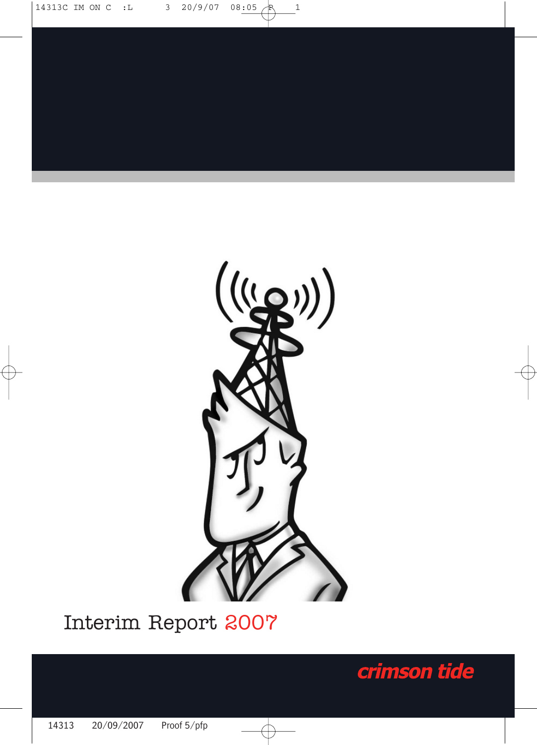# Interim Report 2007

crimson tide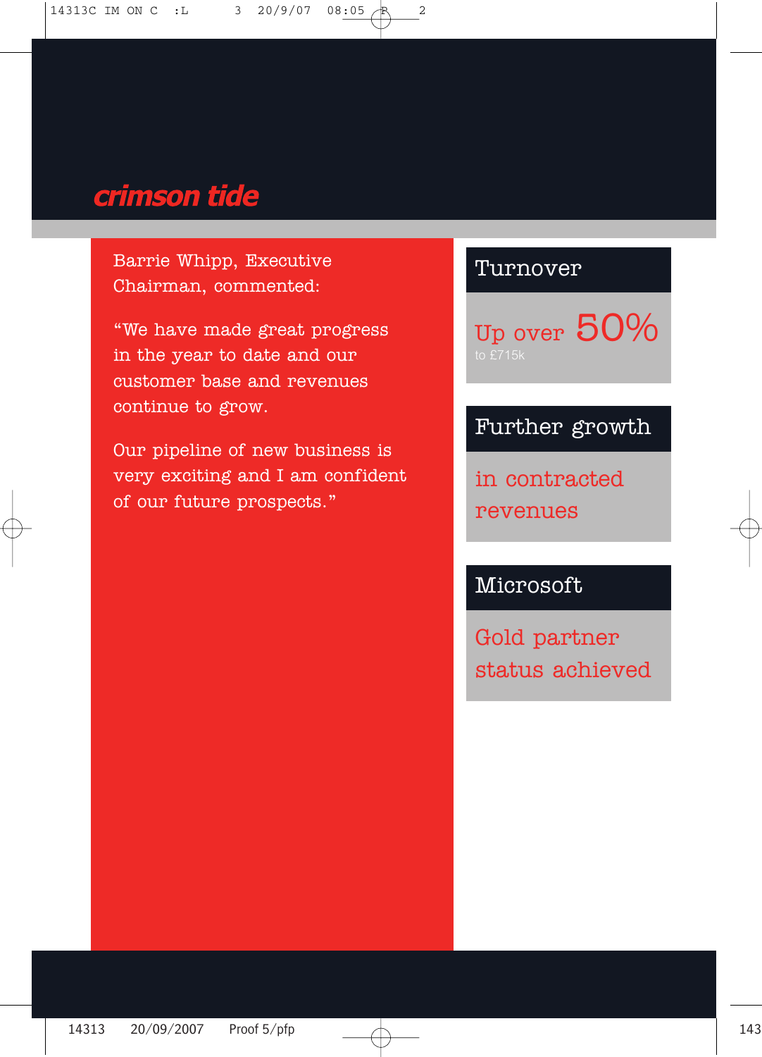# crimson tide

Barrie Whipp, Executive Chairman, commented:

"We have made great progress in the year to date and our customer base and revenues continue to grow.

Our pipeline of new business is very exciting and I am confident of our future prospects."

## Turnover

Up over 50%

to £715k

## Further growth

in contracted revenues

## Microsoft

Gold partner status achieved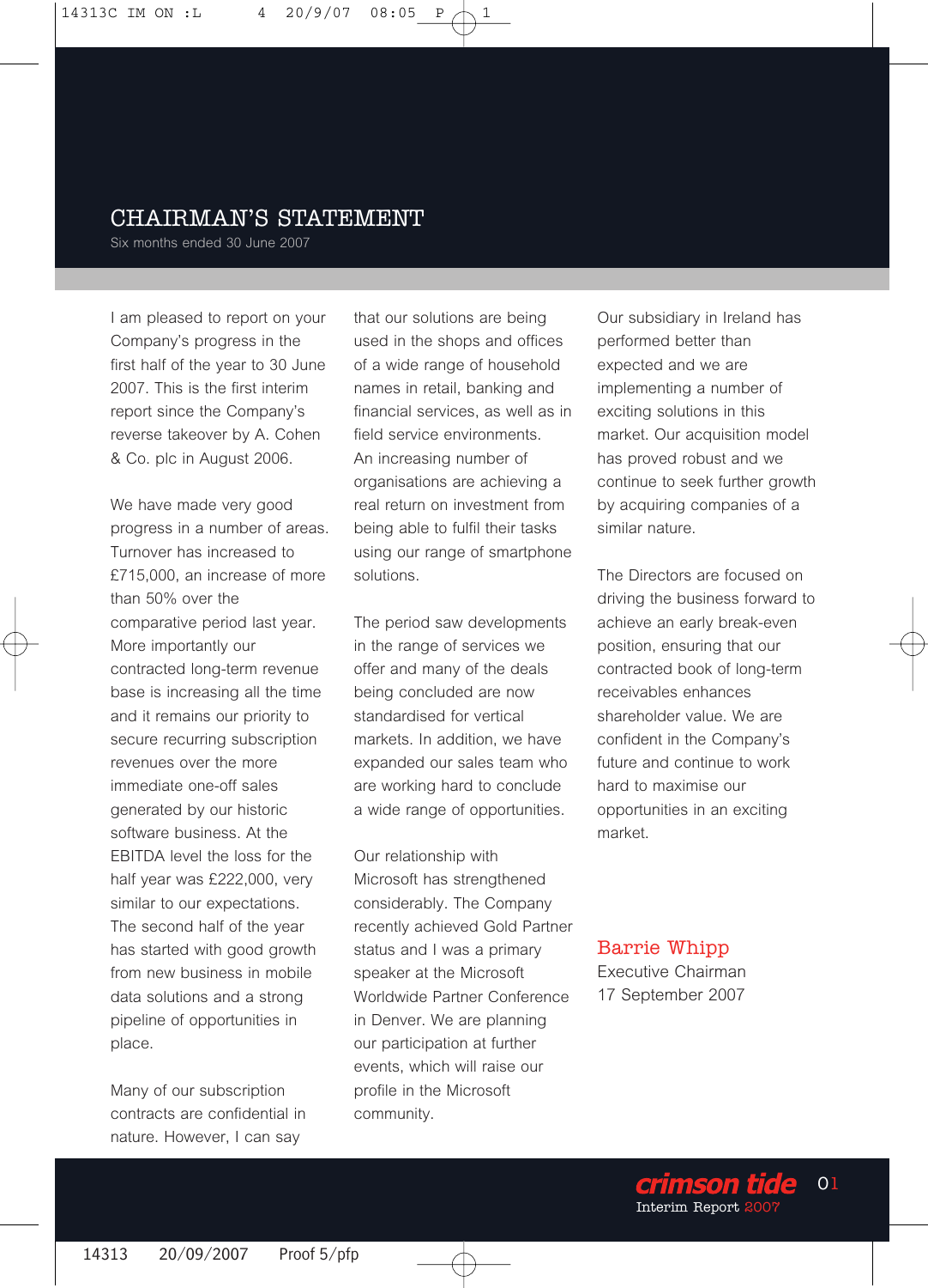# CHAIRMAN'S STATEMENT

Six months ended 30 June 2007

I am pleased to report on your Company's progress in the first half of the year to 30 June 2007. This is the first interim report since the Company's reverse takeover by A. Cohen & Co. plc in August 2006.

We have made very good progress in a number of areas. Turnover has increased to £715,000, an increase of more than 50% over the comparative period last year. More importantly our contracted long-term revenue base is increasing all the time and it remains our priority to secure recurring subscription revenues over the more immediate one-off sales generated by our historic software business. At the EBITDA level the loss for the half year was £222,000, very similar to our expectations. The second half of the year has started with good growth from new business in mobile data solutions and a strong pipeline of opportunities in place.

Many of our subscription contracts are confidential in nature. However, I can say that our solutions are being used in the shops and offices of a wide range of household names in retail, banking and financial services, as well as in field service environments. An increasing number of organisations are achieving a real return on investment from being able to fulfil their tasks using our range of smartphone solutions.

The period saw developments in the range of services we offer and many of the deals being concluded are now standardised for vertical markets. In addition, we have expanded our sales team who are working hard to conclude a wide range of opportunities.

Our relationship with Microsoft has strengthened considerably. The Company recently achieved Gold Partner status and I was a primary speaker at the Microsoft Worldwide Partner Conference in Denver. We are planning our participation at further events, which will raise our profile in the Microsoft community.

Our subsidiary in Ireland has performed better than expected and we are implementing a number of exciting solutions in this market. Our acquisition model has proved robust and we continue to seek further growth by acquiring companies of a similar nature.

The Directors are focused on driving the business forward to achieve an early break-even position, ensuring that our contracted book of long-term receivables enhances shareholder value. We are confident in the Company's future and continue to work hard to maximise our opportunities in an exciting market.

**Barrie Whipp**
Executive Chairman
17 September 2007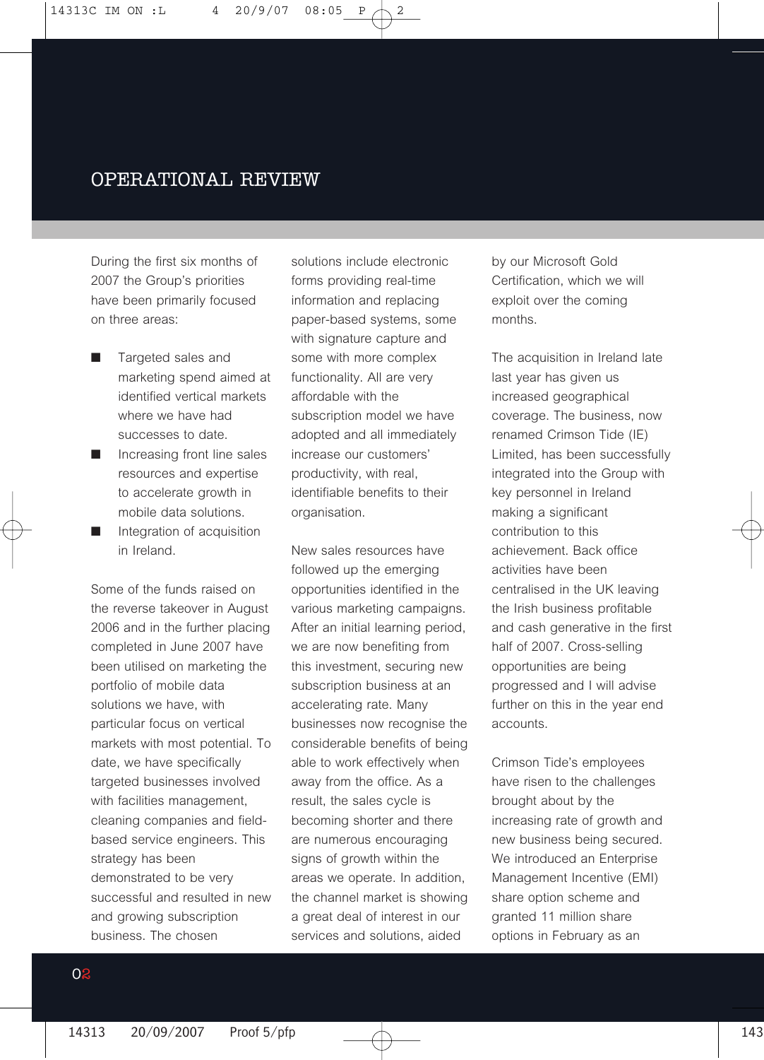# OPERATIONAL REVIEW

During the first six months of 2007 the Group's priorities have been primarily focused on three areas:

- Targeted sales and marketing spend aimed at identified vertical markets where we have had successes to date.
- Increasing front line sales resources and expertise to accelerate growth in mobile data solutions.
- Integration of acquisition in Ireland.

Some of the funds raised on the reverse takeover in August 2006 and in the further placing completed in June 2007 have been utilised on marketing the portfolio of mobile data solutions we have, with particular focus on vertical markets with most potential. To date, we have specifically targeted businesses involved with facilities management, cleaning companies and field-based service engineers. This strategy has been demonstrated to be very successful and resulted in new and growing subscription business. The chosen solutions include electronic forms providing real-time information and replacing paper-based systems, some with signature capture and some with more complex functionality. All are very affordable with the subscription model we have adopted and all immediately increase our customers' productivity, with real, identifiable benefits to their organisation.

New sales resources have followed up the emerging opportunities identified in the various marketing campaigns. After an initial learning period, we are now benefiting from this investment, securing new subscription business at an accelerating rate. Many businesses now recognise the considerable benefits of being able to work effectively when away from the office. As a result, the sales cycle is becoming shorter and there are numerous encouraging signs of growth within the areas we operate. In addition, the channel market is showing a great deal of interest in our services and solutions, aided by our Microsoft Gold Certification, which we will exploit over the coming months.

The acquisition in Ireland late last year has given us increased geographical coverage. The business, now renamed Crimson Tide (IE) Limited, has been successfully integrated into the Group with key personnel in Ireland making a significant contribution to this achievement. Back office activities have been centralised in the UK leaving the Irish business profitable and cash generative in the first half of 2007. Cross-selling opportunities are being progressed and I will advise further on this in the year end accounts.

Crimson Tide's employees have risen to the challenges brought about by the increasing rate of growth and new business being secured. We introduced an Enterprise Management Incentive (EMI) share option scheme and granted 11 million share options in February as an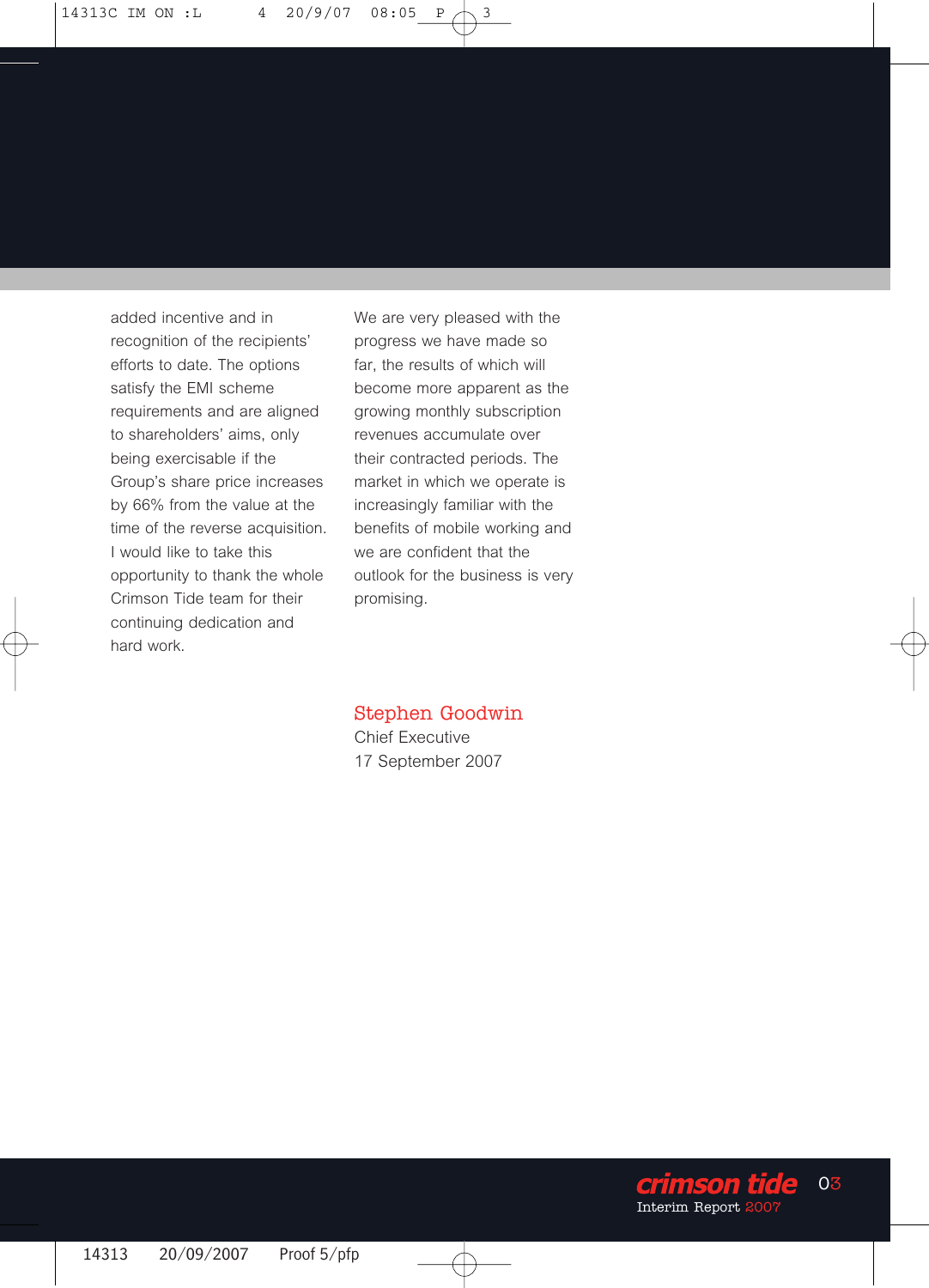added incentive and in recognition of the recipients' efforts to date. The options satisfy the EMI scheme requirements and are aligned to shareholders' aims, only being exercisable if the Group's share price increases by 66% from the value at the time of the reverse acquisition. I would like to take this opportunity to thank the whole Crimson Tide team for their continuing dedication and hard work.

We are very pleased with the progress we have made so far, the results of which will become more apparent as the growing monthly subscription revenues accumulate over their contracted periods. The market in which we operate is increasingly familiar with the benefits of mobile working and we are confident that the outlook for the business is very promising.

**Stephen Goodwin**
Chief Executive
17 September 2007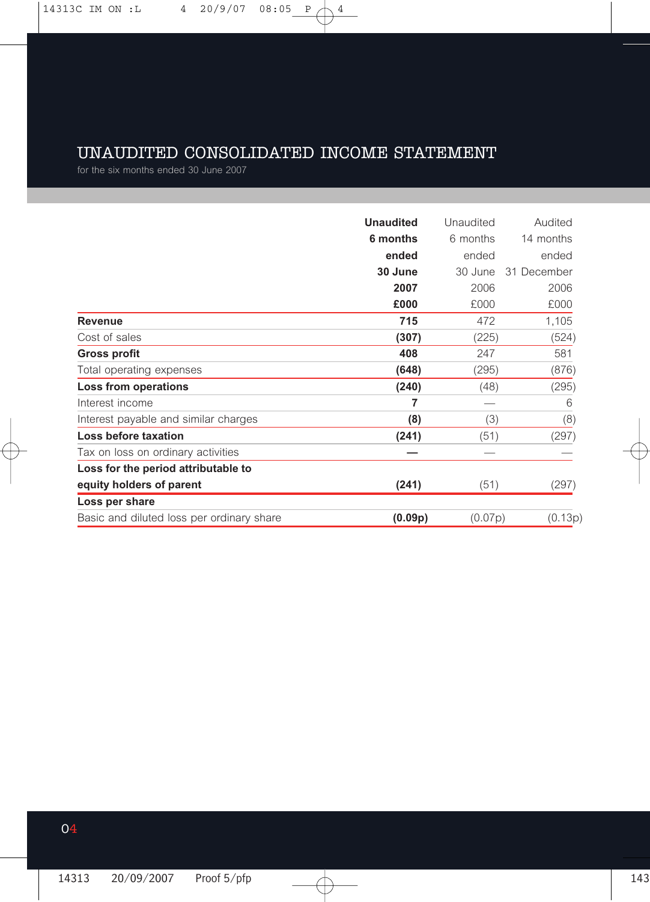# UNAUDITED CONSOLIDATED INCOME STATEMENT

for the six months ended 30 June 2007

| | **Unaudited 6 months ended 30 June 2007 £000** | Unaudited 6 months ended 30 June 2006 £000 | Audited 14 months ended 31 December 2006 £000 |
|---|---|---|---|
| **Revenue** | **715** | 472 | 1,105 |
| Cost of sales | **(307)** | (225) | (524) |
| **Gross profit** | **408** | 247 | 581 |
| Total operating expenses | **(648)** | (295) | (876) |
| **Loss from operations** | **(240)** | (48) | (295) |
| Interest income | **7** | — | 6 |
| Interest payable and similar charges | **(8)** | (3) | (8) |
| **Loss before taxation** | **(241)** | (51) | (297) |
| Tax on loss on ordinary activities | **—** | — | — |
| **Loss for the period attributable to equity holders of parent** | **(241)** | (51) | (297) |
| **Loss per share** | | | |
| Basic and diluted loss per ordinary share | **(0.09p)** | (0.07p) | (0.13p) |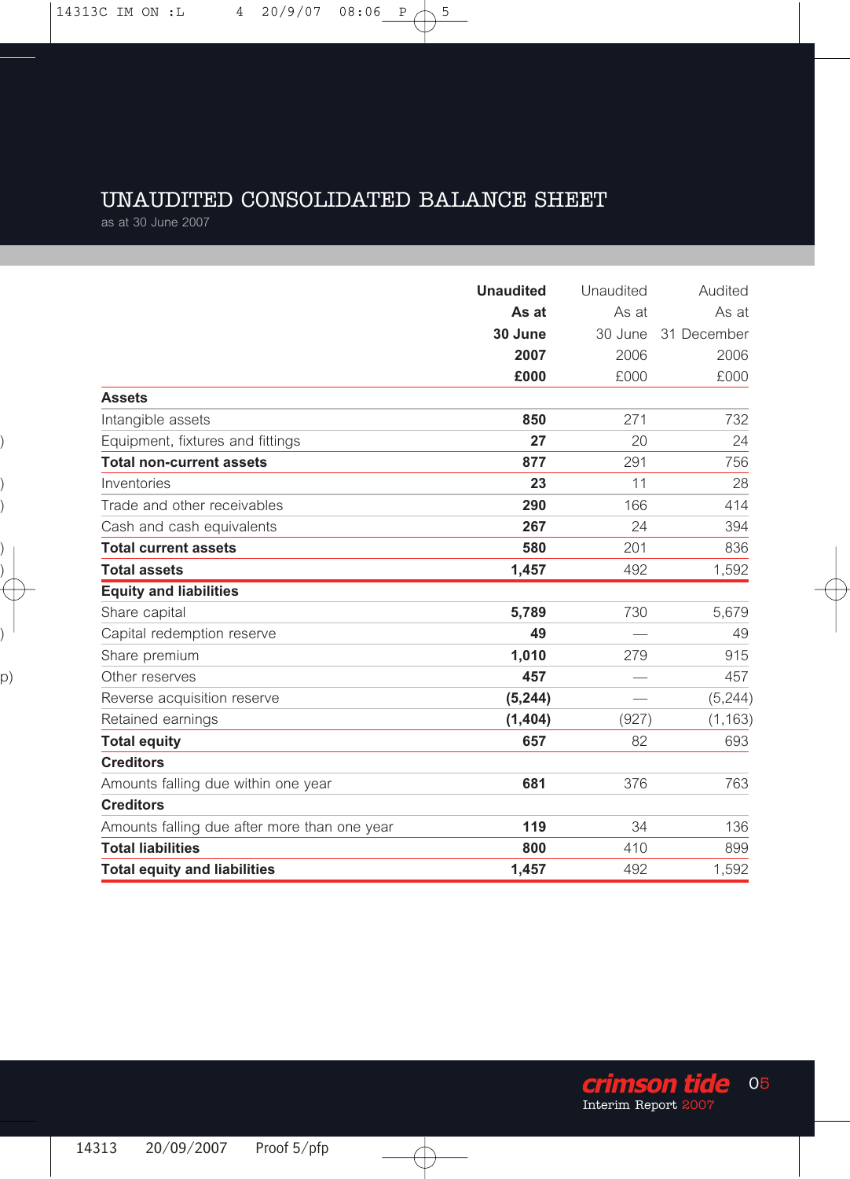# UNAUDITED CONSOLIDATED BALANCE SHEET

as at 30 June 2007

| | **Unaudited As at 30 June 2007 £000** | Unaudited As at 30 June 2006 £000 | Audited As at 31 December 2006 £000 |
|---|---|---|---|
| **Assets** | | | |
| Intangible assets | **850** | 271 | 732 |
| Equipment, fixtures and fittings | **27** | 20 | 24 |
| **Total non-current assets** | **877** | 291 | 756 |
| Inventories | **23** | 11 | 28 |
| Trade and other receivables | **290** | 166 | 414 |
| Cash and cash equivalents | **267** | 24 | 394 |
| **Total current assets** | **580** | 201 | 836 |
| **Total assets** | **1,457** | 492 | 1,592 |
| **Equity and liabilities** | | | |
| Share capital | **5,789** | 730 | 5,679 |
| Capital redemption reserve | **49** | — | 49 |
| Share premium | **1,010** | 279 | 915 |
| Other reserves | **457** | — | 457 |
| Reverse acquisition reserve | **(5,244)** | — | (5,244) |
| Retained earnings | **(1,404)** | (927) | (1,163) |
| **Total equity** | **657** | 82 | 693 |
| **Creditors** | | | |
| Amounts falling due within one year | **681** | 376 | 763 |
| **Creditors** | | | |
| Amounts falling due after more than one year | **119** | 34 | 136 |
| **Total liabilities** | **800** | 410 | 899 |
| **Total equity and liabilities** | **1,457** | 492 | 1,592 |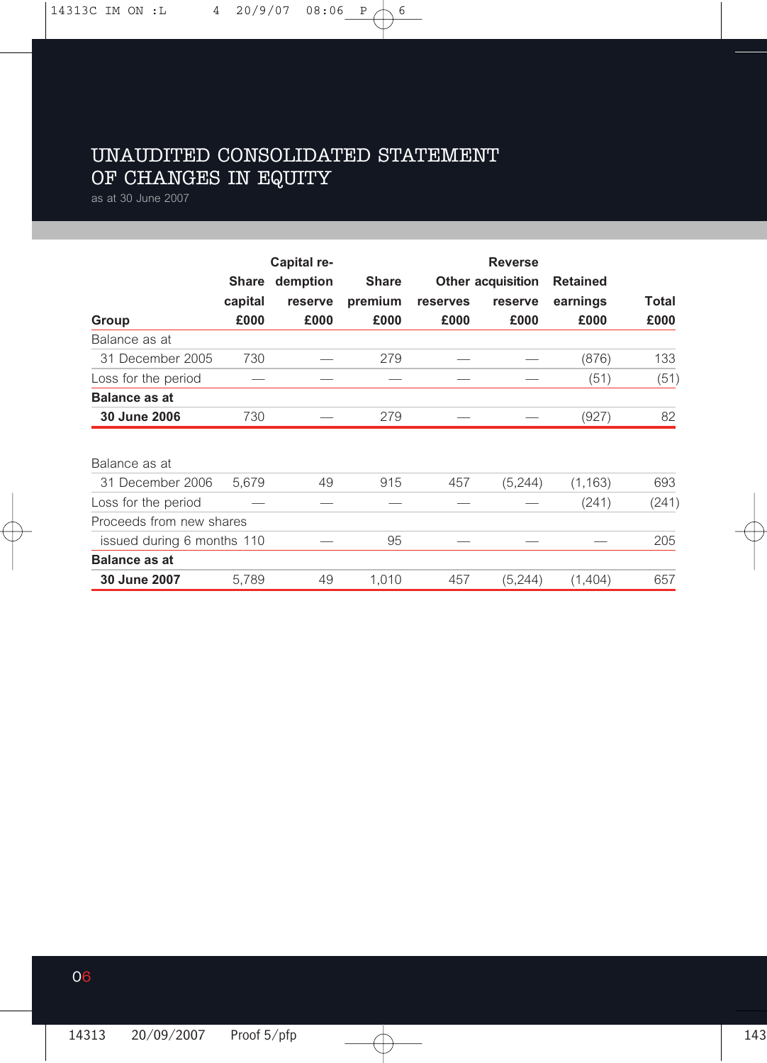# UNAUDITED CONSOLIDATED STATEMENT OF CHANGES IN EQUITY

as at 30 June 2007

| Group | Share capital £000 | Capital re-demption reserve £000 | Share premium £000 | Other reserves £000 | Reverse acquisition reserve £000 | Retained earnings £000 | Total £000 |
|---|---|---|---|---|---|---|---|
| Balance as at 31 December 2005 | 730 | — | 279 | — | — | (876) | 133 |
| Loss for the period | — | — | — | — | — | (51) | (51) |
| **Balance as at 30 June 2006** | 730 | — | 279 | — | — | (927) | 82 |
| | | | | | | | |
| Balance as at 31 December 2006 | 5,679 | 49 | 915 | 457 | (5,244) | (1,163) | 693 |
| Loss for the period | — | — | — | — | — | (241) | (241) |
| Proceeds from new shares issued during 6 months | 110 | — | 95 | — | — | — | 205 |
| **Balance as at 30 June 2007** | 5,789 | 49 | 1,010 | 457 | (5,244) | (1,404) | 657 |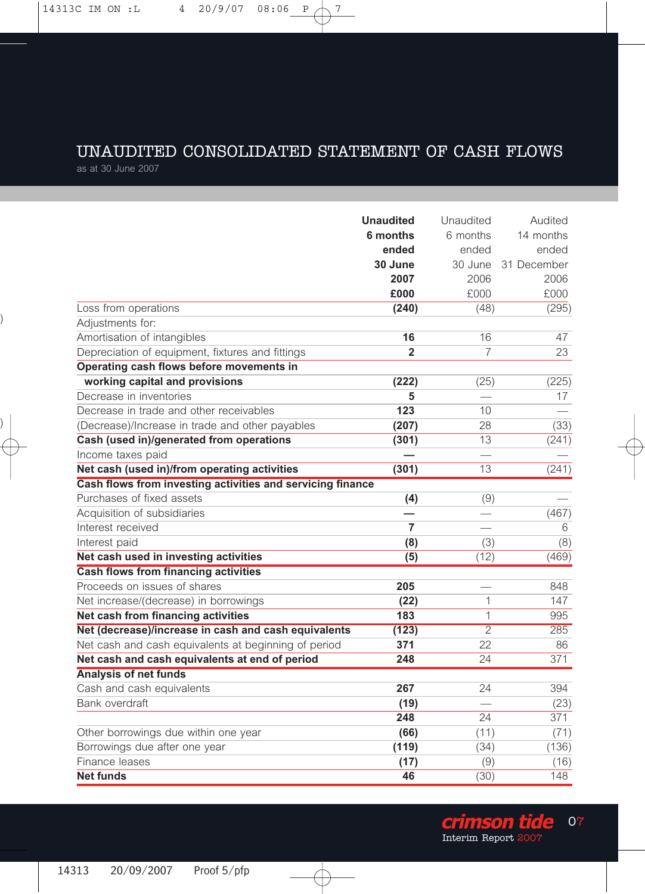# UNAUDITED CONSOLIDATED STATEMENT OF CASH FLOWS

as at 30 June 2007

| | **Unaudited 6 months ended 30 June 2007 £000** | Unaudited 6 months ended 30 June 2006 £000 | Audited 14 months ended 31 December 2006 £000 |
|---|---|---|---|
| Loss from operations | **(240)** | (48) | (295) |
| Adjustments for: | | | |
| Amortisation of intangibles | **16** | 16 | 47 |
| Depreciation of equipment, fixtures and fittings | **2** | 7 | 23 |
| **Operating cash flows before movements in working capital and provisions** | **(222)** | (25) | (225) |
| Decrease in inventories | **5** | — | 17 |
| Decrease in trade and other receivables | **123** | 10 | — |
| (Decrease)/Increase in trade and other payables | **(207)** | 28 | (33) |
| **Cash (used in)/generated from operations** | **(301)** | 13 | (241) |
| Income taxes paid | **—** | — | — |
| **Net cash (used in)/from operating activities** | **(301)** | 13 | (241) |
| **Cash flows from investing activities and servicing finance** | | | |
| Purchases of fixed assets | **(4)** | (9) | — |
| Acquisition of subsidiaries | **—** | — | (467) |
| Interest received | **7** | — | 6 |
| Interest paid | **(8)** | (3) | (8) |
| **Net cash used in investing activities** | **(5)** | (12) | (469) |
| **Cash flows from financing activities** | | | |
| Proceeds on issues of shares | **205** | — | 848 |
| Net increase/(decrease) in borrowings | **(22)** | 1 | 147 |
| **Net cash from financing activities** | **183** | 1 | 995 |
| **Net (decrease)/increase in cash and cash equivalents** | **(123)** | 2 | 285 |
| Net cash and cash equivalents at beginning of period | **371** | 22 | 86 |
| **Net cash and cash equivalents at end of period** | **248** | 24 | 371 |
| **Analysis of net funds** | | | |
| Cash and cash equivalents | **267** | 24 | 394 |
| Bank overdraft | **(19)** | — | (23) |
| | **248** | 24 | 371 |
| Other borrowings due within one year | **(66)** | (11) | (71) |
| Borrowings due after one year | **(119)** | (34) | (136) |
| Finance leases | **(17)** | (9) | (16) |
| **Net funds** | **46** | (30) | 148 |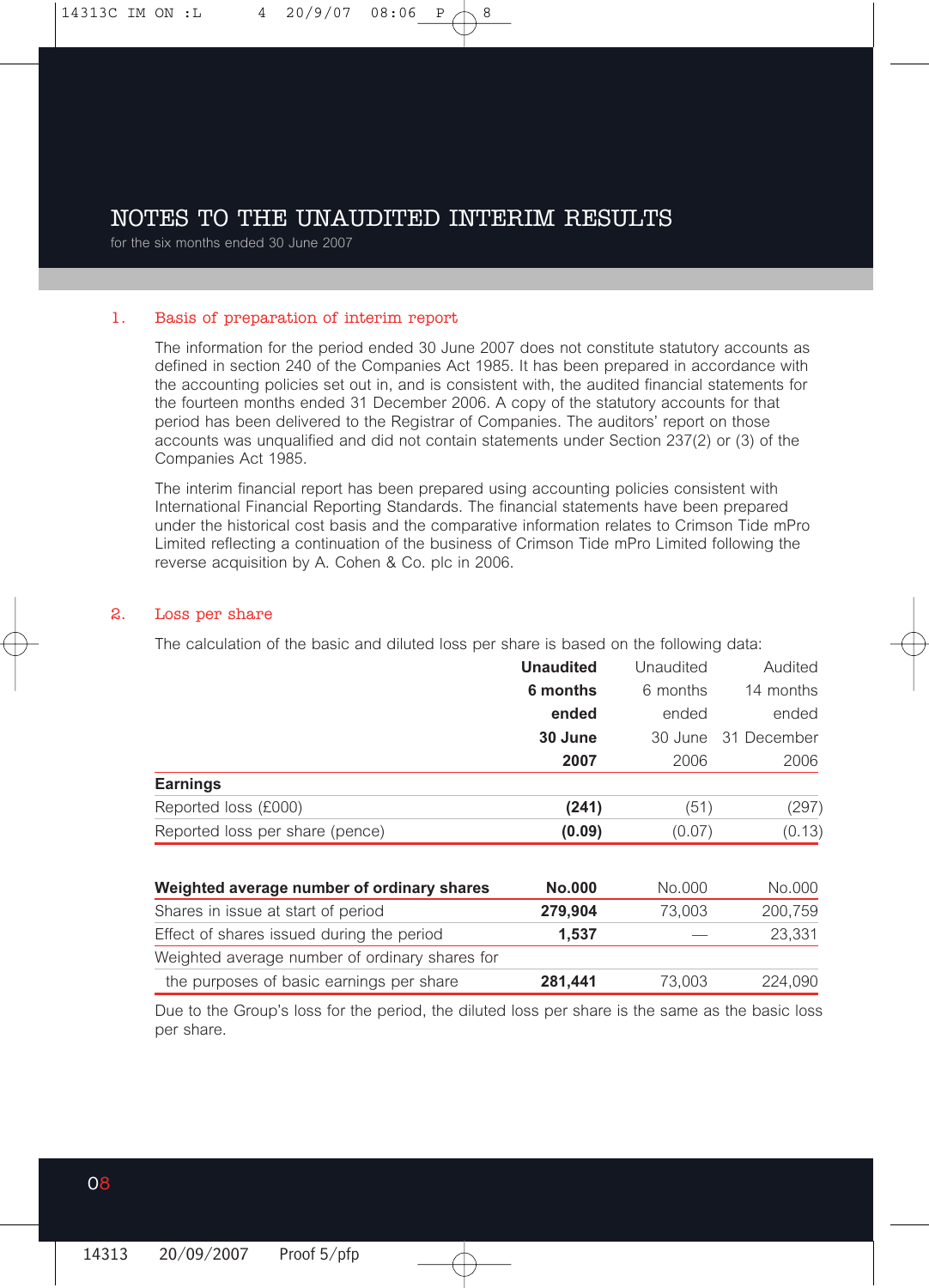# NOTES TO THE UNAUDITED INTERIM RESULTS

for the six months ended 30 June 2007

## 1. Basis of preparation of interim report

The information for the period ended 30 June 2007 does not constitute statutory accounts as defined in section 240 of the Companies Act 1985. It has been prepared in accordance with the accounting policies set out in, and is consistent with, the audited financial statements for the fourteen months ended 31 December 2006. A copy of the statutory accounts for that period has been delivered to the Registrar of Companies. The auditors' report on those accounts was unqualified and did not contain statements under Section 237(2) or (3) of the Companies Act 1985.

The interim financial report has been prepared using accounting policies consistent with International Financial Reporting Standards. The financial statements have been prepared under the historical cost basis and the comparative information relates to Crimson Tide mPro Limited reflecting a continuation of the business of Crimson Tide mPro Limited following the reverse acquisition by A. Cohen & Co. plc in 2006.

## 2. Loss per share

The calculation of the basic and diluted loss per share is based on the following data:

| | **Unaudited 6 months ended 30 June 2007** | Unaudited 6 months ended 30 June 2006 | Audited 14 months ended 31 December 2006 |
|---|---|---|---|
| **Earnings** | | | |
| Reported loss (£000) | **(241)** | (51) | (297) |
| Reported loss per share (pence) | **(0.09)** | (0.07) | (0.13) |

| **Weighted average number of ordinary shares** | **No.000** | No.000 | No.000 |
|---|---|---|---|
| Shares in issue at start of period | **279,904** | 73,003 | 200,759 |
| Effect of shares issued during the period | **1,537** | — | 23,331 |
| Weighted average number of ordinary shares for the purposes of basic earnings per share | **281,441** | 73,003 | 224,090 |

Due to the Group's loss for the period, the diluted loss per share is the same as the basic loss per share.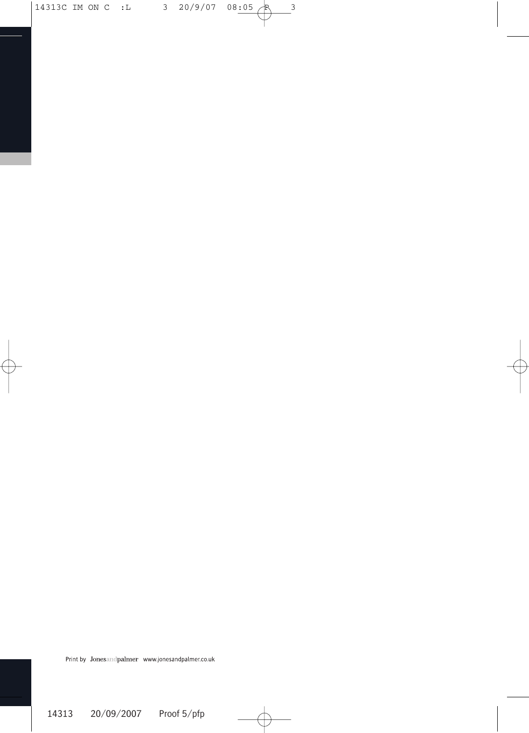Print by Jonesandpalmer www.jonesandpalmer.co.uk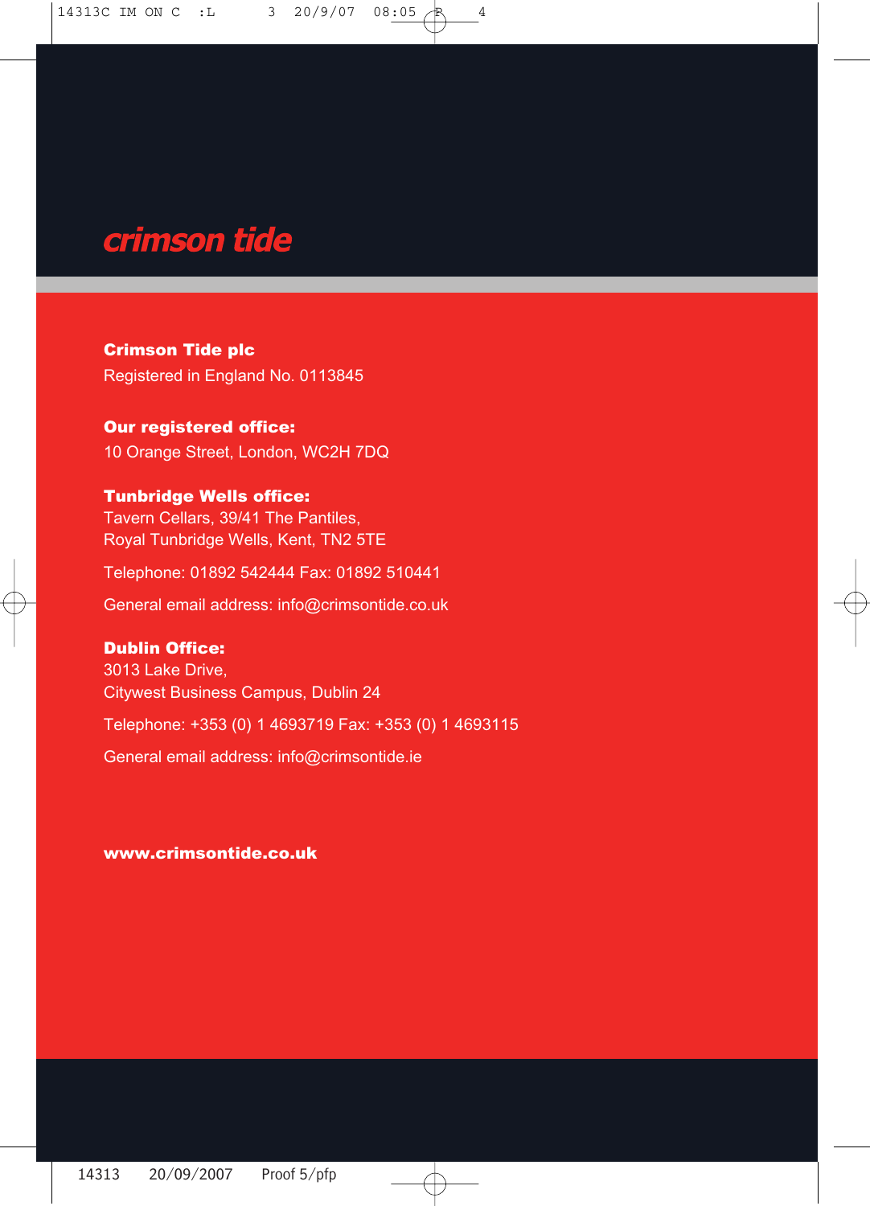crimson tide

**Crimson Tide plc**
Registered in England No. 0113845

**Our registered office:**
10 Orange Street, London, WC2H 7DQ

**Tunbridge Wells office:**
Tavern Cellars, 39/41 The Pantiles,
Royal Tunbridge Wells, Kent, TN2 5TE

Telephone: 01892 542444 Fax: 01892 510441

General email address: info@crimsontide.co.uk

**Dublin Office:**
3013 Lake Drive,
Citywest Business Campus, Dublin 24

Telephone: +353 (0) 1 4693719 Fax: +353 (0) 1 4693115

General email address: info@crimsontide.ie

**www.crimsontide.co.uk**